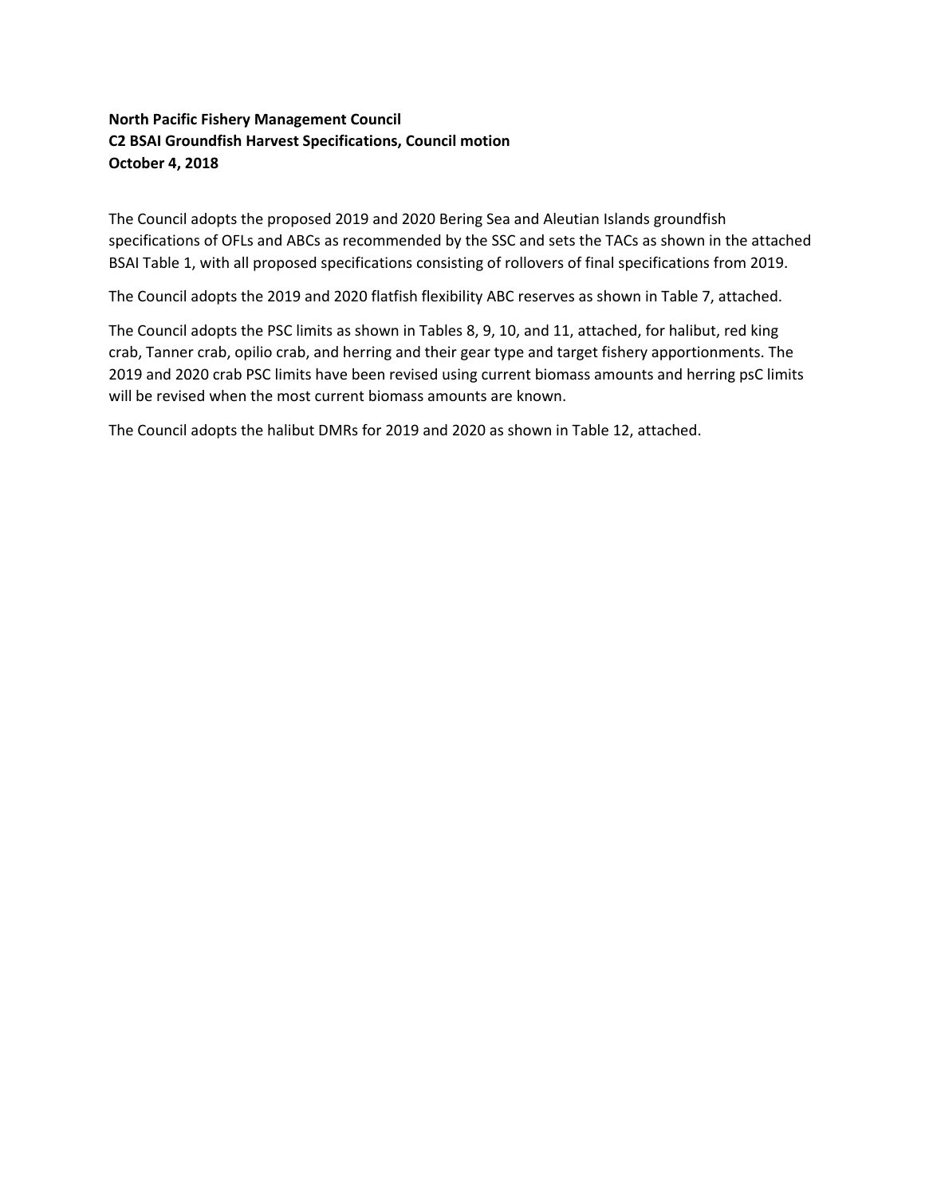**North Pacific Fishery Management Council**
**C2 BSAI Groundfish Harvest Specifications, Council motion**
**October 4, 2018**

The Council adopts the proposed 2019 and 2020 Bering Sea and Aleutian Islands groundfish specifications of OFLs and ABCs as recommended by the SSC and sets the TACs as shown in the attached BSAI Table 1, with all proposed specifications consisting of rollovers of final specifications from 2019.

The Council adopts the 2019 and 2020 flatfish flexibility ABC reserves as shown in Table 7, attached.

The Council adopts the PSC limits as shown in Tables 8, 9, 10, and 11, attached, for halibut, red king crab, Tanner crab, opilio crab, and herring and their gear type and target fishery apportionments. The 2019 and 2020 crab PSC limits have been revised using current biomass amounts and herring psC limits will be revised when the most current biomass amounts are known.

The Council adopts the halibut DMRs for 2019 and 2020 as shown in Table 12, attached.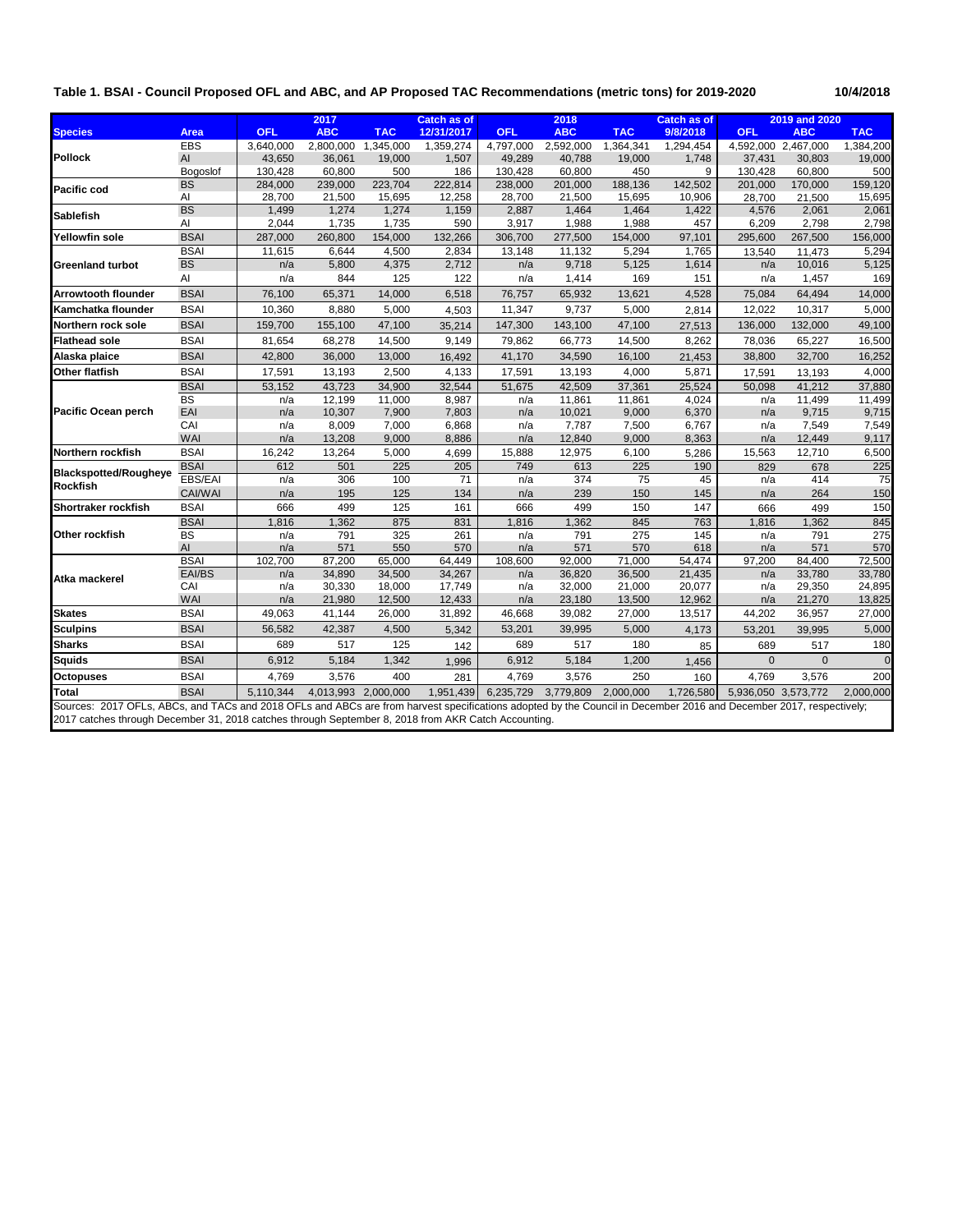**Table 1. BSAI - Council Proposed OFL and ABC, and AP Proposed TAC Recommendations (metric tons) for 2019-2020** 10/4/2018

| Species | Area | 2017 OFL | 2017 ABC | 2017 TAC | Catch as of 12/31/2017 | 2018 OFL | 2018 ABC | 2018 TAC | Catch as of 9/8/2018 | 2019 and 2020 OFL | 2019 and 2020 ABC | 2019 and 2020 TAC |
|---|---|---|---|---|---|---|---|---|---|---|---|---|
| Pollock | EBS | 3,640,000 | 2,800,000 | 1,345,000 | 1,359,274 | 4,797,000 | 2,592,000 | 1,364,341 | 1,294,454 | 4,592,000 | 2,467,000 | 1,384,200 |
| | AI | 43,650 | 36,061 | 19,000 | 1,507 | 49,289 | 40,788 | 19,000 | 1,748 | 37,431 | 30,803 | 19,000 |
| | Bogoslof | 130,428 | 60,800 | 500 | 186 | 130,428 | 60,800 | 450 | 9 | 130,428 | 60,800 | 500 |
| Pacific cod | BS | 284,000 | 239,000 | 223,704 | 222,814 | 238,000 | 201,000 | 188,136 | 142,502 | 201,000 | 170,000 | 159,120 |
| | AI | 28,700 | 21,500 | 15,695 | 12,258 | 28,700 | 21,500 | 15,695 | 10,906 | 28,700 | 21,500 | 15,695 |
| Sablefish | BS | 1,499 | 1,274 | 1,274 | 1,159 | 2,887 | 1,464 | 1,464 | 1,422 | 4,576 | 2,061 | 2,061 |
| | AI | 2,044 | 1,735 | 1,735 | 590 | 3,917 | 1,988 | 1,988 | 457 | 6,209 | 2,798 | 2,798 |
| Yellowfin sole | BSAI | 287,000 | 260,800 | 154,000 | 132,266 | 306,700 | 277,500 | 154,000 | 97,101 | 295,600 | 267,500 | 156,000 |
| Greenland turbot | BSAI | 11,615 | 6,644 | 4,500 | 2,834 | 13,148 | 11,132 | 5,294 | 1,765 | 13,540 | 11,473 | 5,294 |
| | BS | n/a | 5,800 | 4,375 | 2,712 | n/a | 9,718 | 5,125 | 1,614 | n/a | 10,016 | 5,125 |
| | AI | n/a | 844 | 125 | 122 | n/a | 1,414 | 169 | 151 | n/a | 1,457 | 169 |
| Arrowtooth flounder | BSAI | 76,100 | 65,371 | 14,000 | 6,518 | 76,757 | 65,932 | 13,621 | 4,528 | 75,084 | 64,494 | 14,000 |
| Kamchatka flounder | BSAI | 10,360 | 8,880 | 5,000 | 4,503 | 11,347 | 9,737 | 5,000 | 2,814 | 12,022 | 10,317 | 5,000 |
| Northern rock sole | BSAI | 159,700 | 155,100 | 47,100 | 35,214 | 147,300 | 143,100 | 47,100 | 27,513 | 136,000 | 132,000 | 49,100 |
| Flathead sole | BSAI | 81,654 | 68,278 | 14,500 | 9,149 | 79,862 | 66,773 | 14,500 | 8,262 | 78,036 | 65,227 | 16,500 |
| Alaska plaice | BSAI | 42,800 | 36,000 | 13,000 | 16,492 | 41,170 | 34,590 | 16,100 | 21,453 | 38,800 | 32,700 | 16,252 |
| Other flatfish | BSAI | 17,591 | 13,193 | 2,500 | 4,133 | 17,591 | 13,193 | 4,000 | 5,871 | 17,591 | 13,193 | 4,000 |
| Pacific Ocean perch | BSAI | 53,152 | 43,723 | 34,900 | 32,544 | 51,675 | 42,509 | 37,361 | 25,524 | 50,098 | 41,212 | 37,880 |
| | BS | n/a | 12,199 | 11,000 | 8,987 | n/a | 11,861 | 11,861 | 4,024 | n/a | 11,499 | 11,499 |
| | EAI | n/a | 10,307 | 7,900 | 7,803 | n/a | 10,021 | 9,000 | 6,370 | n/a | 9,715 | 9,715 |
| | CAI | n/a | 8,009 | 7,000 | 6,868 | n/a | 7,787 | 7,500 | 6,767 | n/a | 7,549 | 7,549 |
| | WAI | n/a | 13,208 | 9,000 | 8,886 | n/a | 12,840 | 9,000 | 8,363 | n/a | 12,449 | 9,117 |
| Northern rockfish | BSAI | 16,242 | 13,264 | 5,000 | 4,699 | 15,888 | 12,975 | 6,100 | 5,286 | 15,563 | 12,710 | 6,500 |
| Blackspotted/Rougheye Rockfish | BSAI | 612 | 501 | 225 | 205 | 749 | 613 | 225 | 190 | 829 | 678 | 225 |
| | EBS/EAI | n/a | 306 | 100 | 71 | n/a | 374 | 75 | 45 | n/a | 414 | 75 |
| | CAI/WAI | n/a | 195 | 125 | 134 | n/a | 239 | 150 | 145 | n/a | 264 | 150 |
| Shortraker rockfish | BSAI | 666 | 499 | 125 | 161 | 666 | 499 | 150 | 147 | 666 | 499 | 150 |
| Other rockfish | BSAI | 1,816 | 1,362 | 875 | 831 | 1,816 | 1,362 | 845 | 763 | 1,816 | 1,362 | 845 |
| | BS | n/a | 791 | 325 | 261 | n/a | 791 | 275 | 145 | n/a | 791 | 275 |
| | AI | n/a | 571 | 550 | 570 | n/a | 571 | 570 | 618 | n/a | 571 | 570 |
| Atka mackerel | BSAI | 102,700 | 87,200 | 65,000 | 64,449 | 108,600 | 92,000 | 71,000 | 54,474 | 97,200 | 84,400 | 72,500 |
| | EAI/BS | n/a | 34,890 | 34,500 | 34,267 | n/a | 36,820 | 36,500 | 21,435 | n/a | 33,780 | 33,780 |
| | CAI | n/a | 30,330 | 18,000 | 17,749 | n/a | 32,000 | 21,000 | 20,077 | n/a | 29,350 | 24,895 |
| | WAI | n/a | 21,980 | 12,500 | 12,433 | n/a | 23,180 | 13,500 | 12,962 | n/a | 21,270 | 13,825 |
| Skates | BSAI | 49,063 | 41,144 | 26,000 | 31,892 | 46,668 | 39,082 | 27,000 | 13,517 | 44,202 | 36,957 | 27,000 |
| Sculpins | BSAI | 56,582 | 42,387 | 4,500 | 5,342 | 53,201 | 39,995 | 5,000 | 4,173 | 53,201 | 39,995 | 5,000 |
| Sharks | BSAI | 689 | 517 | 125 | 142 | 689 | 517 | 180 | 85 | 689 | 517 | 180 |
| Squids | BSAI | 6,912 | 5,184 | 1,342 | 1,996 | 6,912 | 5,184 | 1,200 | 1,456 | 0 | 0 | 0 |
| Octopuses | BSAI | 4,769 | 3,576 | 400 | 281 | 4,769 | 3,576 | 250 | 160 | 4,769 | 3,576 | 200 |
| Total | BSAI | 5,110,344 | 4,013,993 | 2,000,000 | 1,951,439 | 6,235,729 | 3,779,809 | 2,000,000 | 1,726,580 | 5,936,050 | 3,573,772 | 2,000,000 |

Sources: 2017 OFLs, ABCs, and TACs and 2018 OFLs and ABCs are from harvest specifications adopted by the Council in December 2016 and December 2017, respectively; 2017 catches through December 31, 2018 catches through September 8, 2018 from AKR Catch Accounting.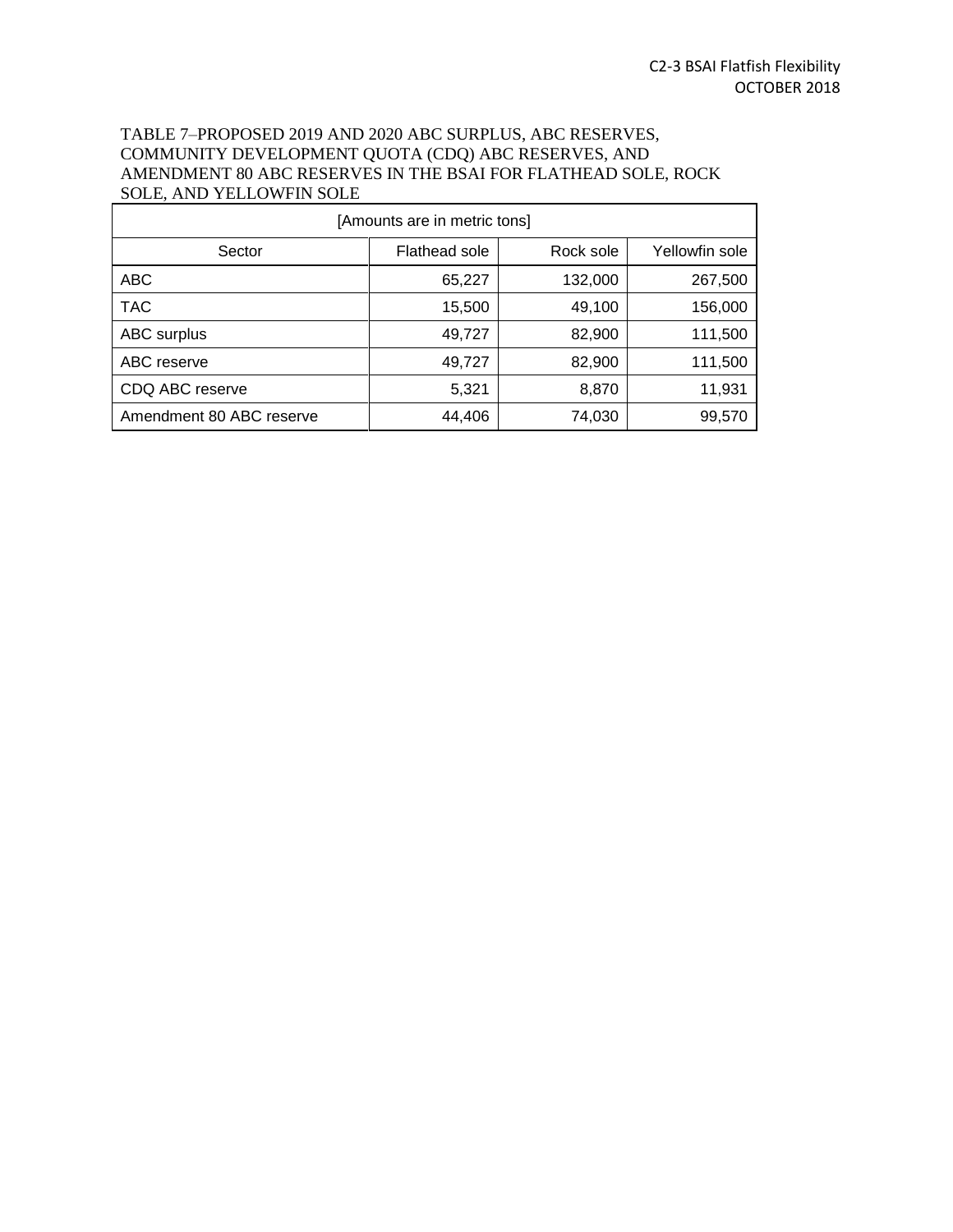TABLE 7–PROPOSED 2019 AND 2020 ABC SURPLUS, ABC RESERVES, COMMUNITY DEVELOPMENT QUOTA (CDQ) ABC RESERVES, AND AMENDMENT 80 ABC RESERVES IN THE BSAI FOR FLATHEAD SOLE, ROCK SOLE, AND YELLOWFIN SOLE

[Amounts are in metric tons]

| Sector | Flathead sole | Rock sole | Yellowfin sole |
|---|---|---|---|
| ABC | 65,227 | 132,000 | 267,500 |
| TAC | 15,500 | 49,100 | 156,000 |
| ABC surplus | 49,727 | 82,900 | 111,500 |
| ABC reserve | 49,727 | 82,900 | 111,500 |
| CDQ ABC reserve | 5,321 | 8,870 | 11,931 |
| Amendment 80 ABC reserve | 44,406 | 74,030 | 99,570 |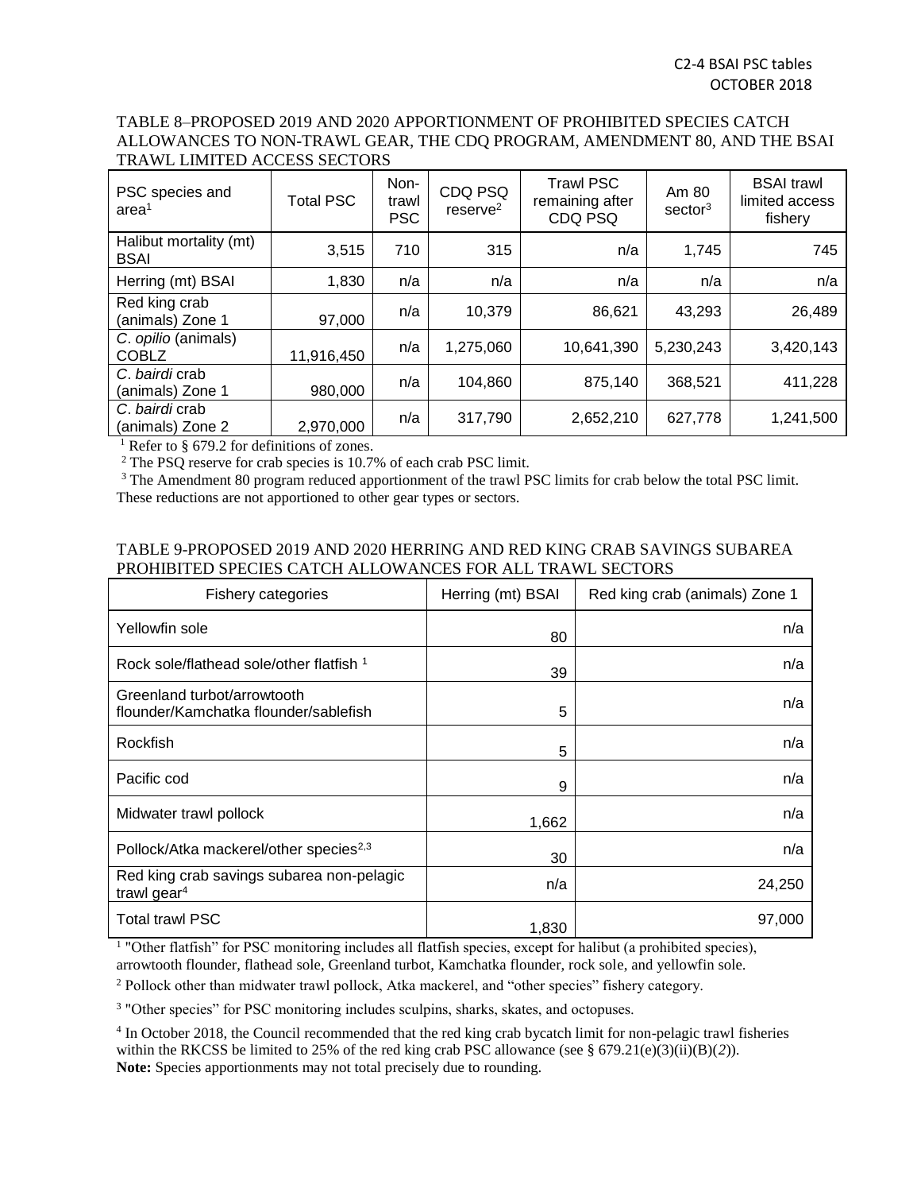TABLE 8–PROPOSED 2019 AND 2020 APPORTIONMENT OF PROHIBITED SPECIES CATCH ALLOWANCES TO NON-TRAWL GEAR, THE CDQ PROGRAM, AMENDMENT 80, AND THE BSAI TRAWL LIMITED ACCESS SECTORS

| PSC species and area[1] | Total PSC | Non-trawl PSC | CDQ PSQ reserve[2] | Trawl PSC remaining after CDQ PSQ | Am 80 sector[3] | BSAI trawl limited access fishery |
|---|---|---|---|---|---|---|
| Halibut mortality (mt) BSAI | 3,515 | 710 | 315 | n/a | 1,745 | 745 |
| Herring (mt) BSAI | 1,830 | n/a | n/a | n/a | n/a | n/a |
| Red king crab (animals) Zone 1 | 97,000 | n/a | 10,379 | 86,621 | 43,293 | 26,489 |
| *C. opilio* (animals) COBLZ | 11,916,450 | n/a | 1,275,060 | 10,641,390 | 5,230,243 | 3,420,143 |
| *C. bairdi* crab (animals) Zone 1 | 980,000 | n/a | 104,860 | 875,140 | 368,521 | 411,228 |
| *C. bairdi* crab (animals) Zone 2 | 2,970,000 | n/a | 317,790 | 2,652,210 | 627,778 | 1,241,500 |

[1] Refer to § 679.2 for definitions of zones.

[2] The PSQ reserve for crab species is 10.7% of each crab PSC limit.

[3] The Amendment 80 program reduced apportionment of the trawl PSC limits for crab below the total PSC limit. These reductions are not apportioned to other gear types or sectors.

TABLE 9-PROPOSED 2019 AND 2020 HERRING AND RED KING CRAB SAVINGS SUBAREA PROHIBITED SPECIES CATCH ALLOWANCES FOR ALL TRAWL SECTORS

| Fishery categories | Herring (mt) BSAI | Red king crab (animals) Zone 1 |
|---|---|---|
| Yellowfin sole | 80 | n/a |
| Rock sole/flathead sole/other flatfish [1] | 39 | n/a |
| Greenland turbot/arrowtooth flounder/Kamchatka flounder/sablefish | 5 | n/a |
| Rockfish | 5 | n/a |
| Pacific cod | 9 | n/a |
| Midwater trawl pollock | 1,662 | n/a |
| Pollock/Atka mackerel/other species[2,3] | 30 | n/a |
| Red king crab savings subarea non-pelagic trawl gear[4] | n/a | 24,250 |
| Total trawl PSC | 1,830 | 97,000 |

[1] "Other flatfish" for PSC monitoring includes all flatfish species, except for halibut (a prohibited species), arrowtooth flounder, flathead sole, Greenland turbot, Kamchatka flounder, rock sole, and yellowfin sole.

[2] Pollock other than midwater trawl pollock, Atka mackerel, and "other species" fishery category.

[3] "Other species" for PSC monitoring includes sculpins, sharks, skates, and octopuses.

[4] In October 2018, the Council recommended that the red king crab bycatch limit for non-pelagic trawl fisheries within the RKCSS be limited to 25% of the red king crab PSC allowance (see § 679.21(e)(3)(ii)(B)(*2*)).

**Note:** Species apportionments may not total precisely due to rounding.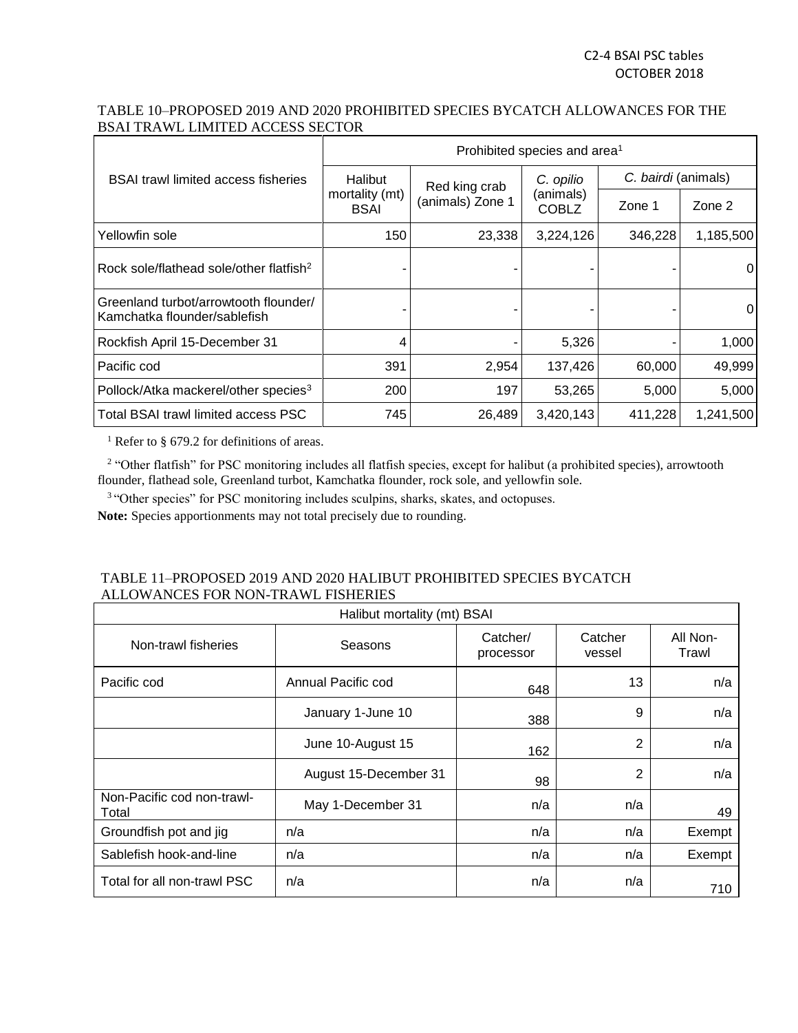TABLE 10–PROPOSED 2019 AND 2020 PROHIBITED SPECIES BYCATCH ALLOWANCES FOR THE BSAI TRAWL LIMITED ACCESS SECTOR

| BSAI trawl limited access fisheries | Prohibited species and area[1] | | | | |
|---|---|---|---|---|---|
| | Halibut mortality (mt) BSAI | Red king crab (animals) Zone 1 | *C. opilio* (animals) COBLZ | *C. bairdi* (animals) | |
| | | | | Zone 1 | Zone 2 |
| Yellowfin sole | 150 | 23,338 | 3,224,126 | 346,228 | 1,185,500 |
| Rock sole/flathead sole/other flatfish[2] | - | - | - | - | 0 |
| Greenland turbot/arrowtooth flounder/ Kamchatka flounder/sablefish | - | - | - | - | 0 |
| Rockfish April 15-December 31 | 4 | - | 5,326 | - | 1,000 |
| Pacific cod | 391 | 2,954 | 137,426 | 60,000 | 49,999 |
| Pollock/Atka mackerel/other species[3] | 200 | 197 | 53,265 | 5,000 | 5,000 |
| Total BSAI trawl limited access PSC | 745 | 26,489 | 3,420,143 | 411,228 | 1,241,500 |

[1] Refer to § 679.2 for definitions of areas.

[2] "Other flatfish" for PSC monitoring includes all flatfish species, except for halibut (a prohibited species), arrowtooth flounder, flathead sole, Greenland turbot, Kamchatka flounder, rock sole, and yellowfin sole.

[3] "Other species" for PSC monitoring includes sculpins, sharks, skates, and octopuses.

**Note:** Species apportionments may not total precisely due to rounding.

TABLE 11–PROPOSED 2019 AND 2020 HALIBUT PROHIBITED SPECIES BYCATCH ALLOWANCES FOR NON-TRAWL FISHERIES

| Halibut mortality (mt) BSAI | | | | |
|---|---|---|---|---|
| Non-trawl fisheries | Seasons | Catcher/ processor | Catcher vessel | All Non-Trawl |
| Pacific cod | Annual Pacific cod | 648 | 13 | n/a |
| | January 1-June 10 | 388 | 9 | n/a |
| | June 10-August 15 | 162 | 2 | n/a |
| | August 15-December 31 | 98 | 2 | n/a |
| Non-Pacific cod non-trawl-Total | May 1-December 31 | n/a | n/a | 49 |
| Groundfish pot and jig | n/a | n/a | n/a | Exempt |
| Sablefish hook-and-line | n/a | n/a | n/a | Exempt |
| Total for all non-trawl PSC | n/a | n/a | n/a | 710 |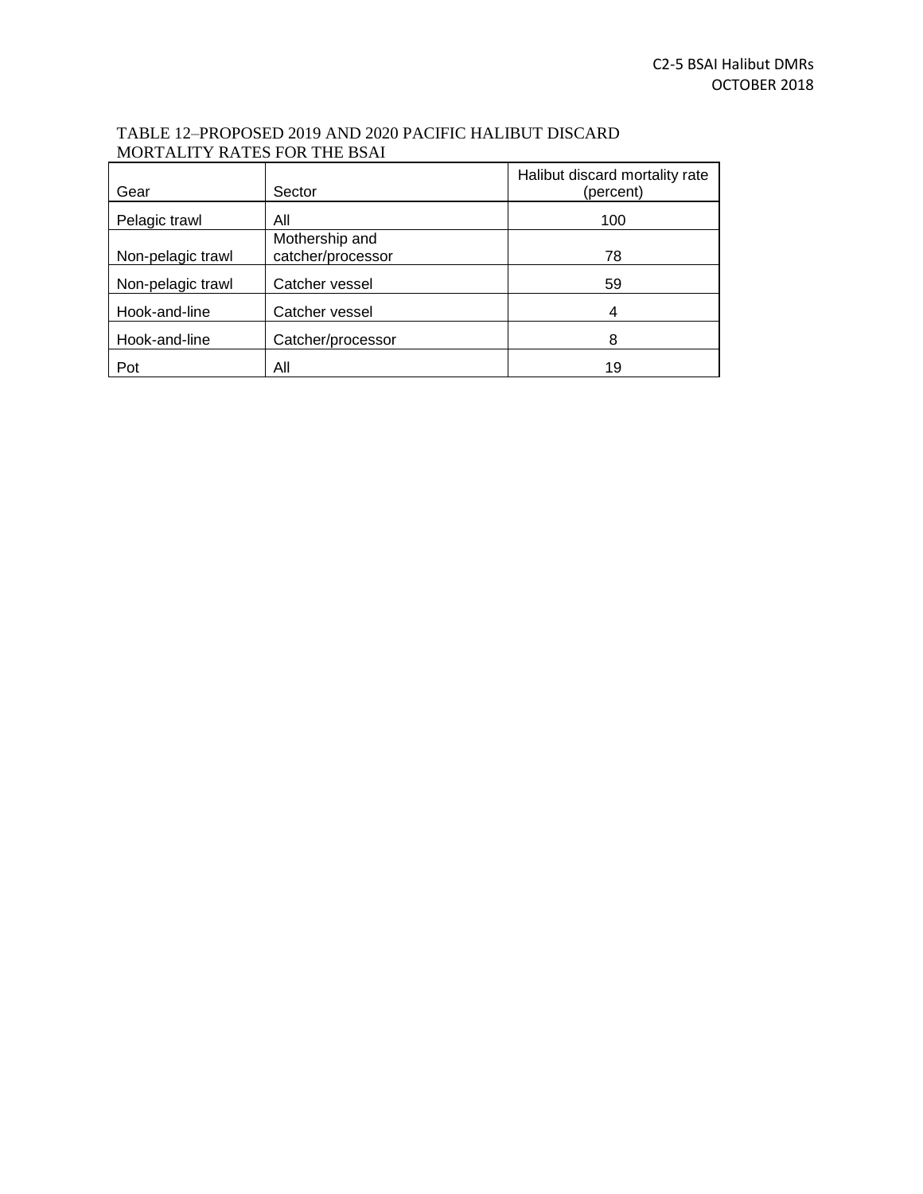TABLE 12–PROPOSED 2019 AND 2020 PACIFIC HALIBUT DISCARD MORTALITY RATES FOR THE BSAI

| Gear | Sector | Halibut discard mortality rate (percent) |
|---|---|---|
| Pelagic trawl | All | 100 |
| Non-pelagic trawl | Mothership and catcher/processor | 78 |
| Non-pelagic trawl | Catcher vessel | 59 |
| Hook-and-line | Catcher vessel | 4 |
| Hook-and-line | Catcher/processor | 8 |
| Pot | All | 19 |